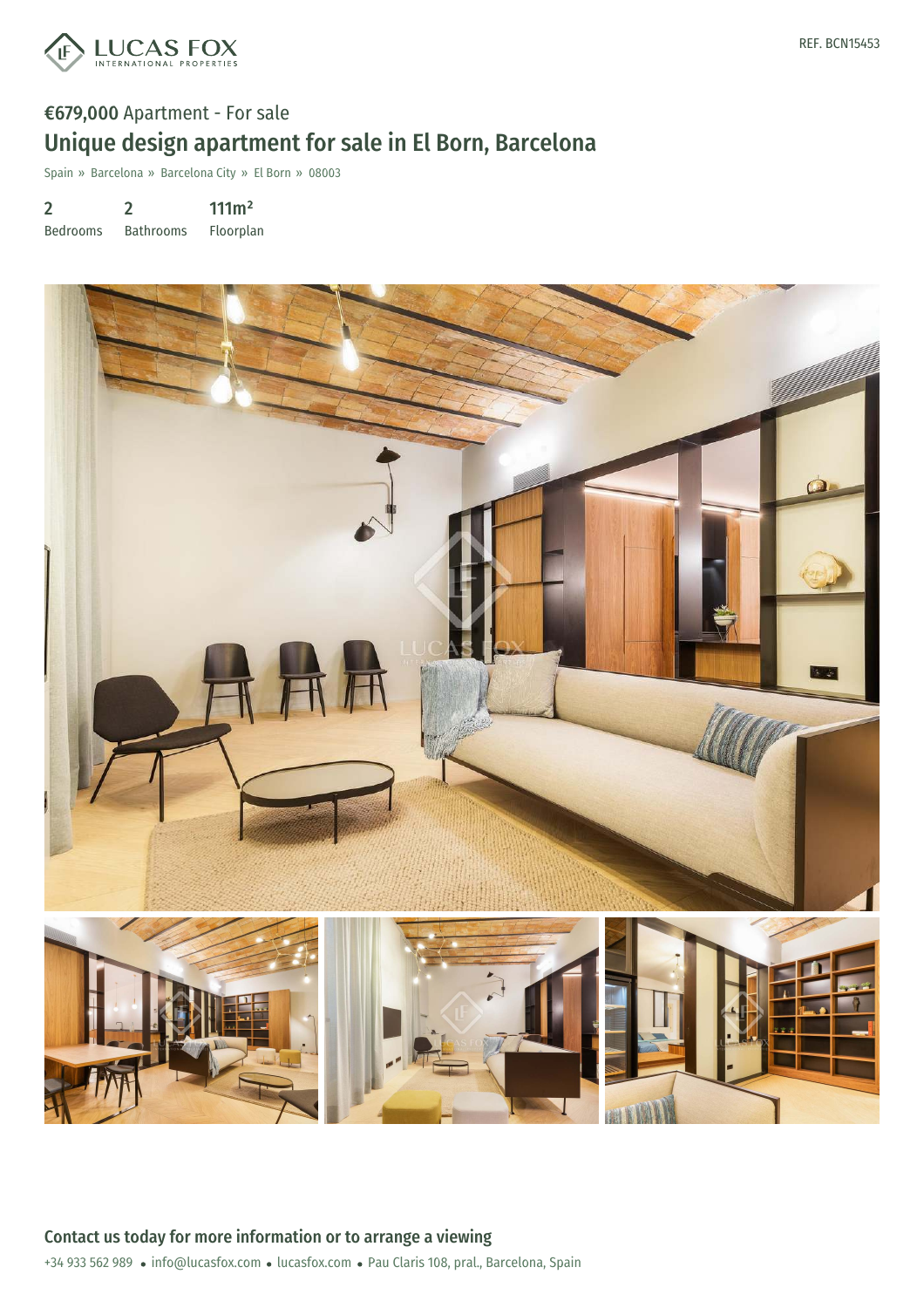REF. BCN15453

**€679,000** Apartment - For sale

# Unique design apartment for sale in El Born, Barcelona

Spain » Barcelona » Barcelona City » El Born » 08003

| 2 | 2 | 111m² |
|---|---|---|
| Bedrooms | Bathrooms | Floorplan |

## Contact us today for more information or to arrange a viewing

+34 933 562 989 • info@lucasfox.com • lucasfox.com • Pau Claris 108, pral., Barcelona, Spain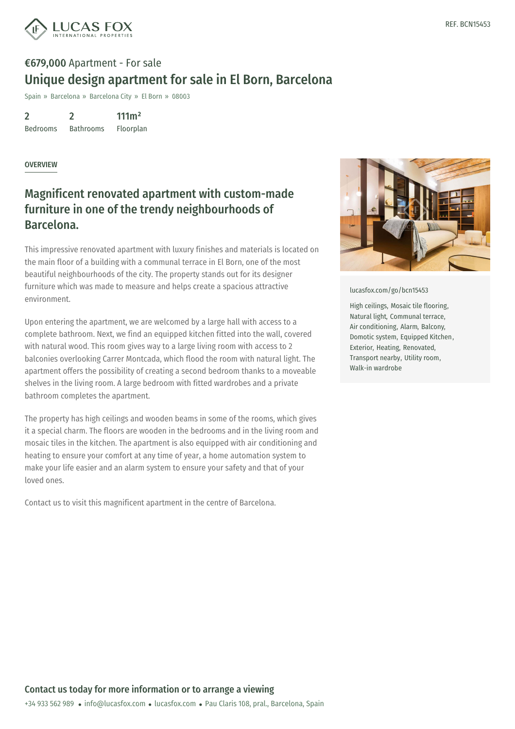REF. BCN15453

**€679,000** Apartment - For sale

# Unique design apartment for sale in El Born, Barcelona

Spain » Barcelona » Barcelona City » El Born » 08003

| 2 | 2 | 111m² |
|---|---|---|
| Bedrooms | Bathrooms | Floorplan |

## OVERVIEW

## Magnificent renovated apartment with custom-made furniture in one of the trendy neighbourhoods of Barcelona.

This impressive renovated apartment with luxury finishes and materials is located on the main floor of a building with a communal terrace in El Born, one of the most beautiful neighbourhoods of the city. The property stands out for its designer furniture which was made to measure and helps create a spacious attractive environment.

Upon entering the apartment, we are welcomed by a large hall with access to a complete bathroom. Next, we find an equipped kitchen fitted into the wall, covered with natural wood. This room gives way to a large living room with access to 2 balconies overlooking Carrer Montcada, which flood the room with natural light. The apartment offers the possibility of creating a second bedroom thanks to a moveable shelves in the living room. A large bedroom with fitted wardrobes and a private bathroom completes the apartment.

The property has high ceilings and wooden beams in some of the rooms, which gives it a special charm. The floors are wooden in the bedrooms and in the living room and mosaic tiles in the kitchen. The apartment is also equipped with air conditioning and heating to ensure your comfort at any time of year, a home automation system to make your life easier and an alarm system to ensure your safety and that of your loved ones.

Contact us to visit this magnificent apartment in the centre of Barcelona.

lucasfox.com/go/bcn15453

High ceilings, Mosaic tile flooring, Natural light, Communal terrace, Air conditioning, Alarm, Balcony, Domotic system, Equipped Kitchen, Exterior, Heating, Renovated, Transport nearby, Utility room, Walk-in wardrobe

**Contact us today for more information or to arrange a viewing**

+34 933 562 989 • info@lucasfox.com • lucasfox.com • Pau Claris 108, pral., Barcelona, Spain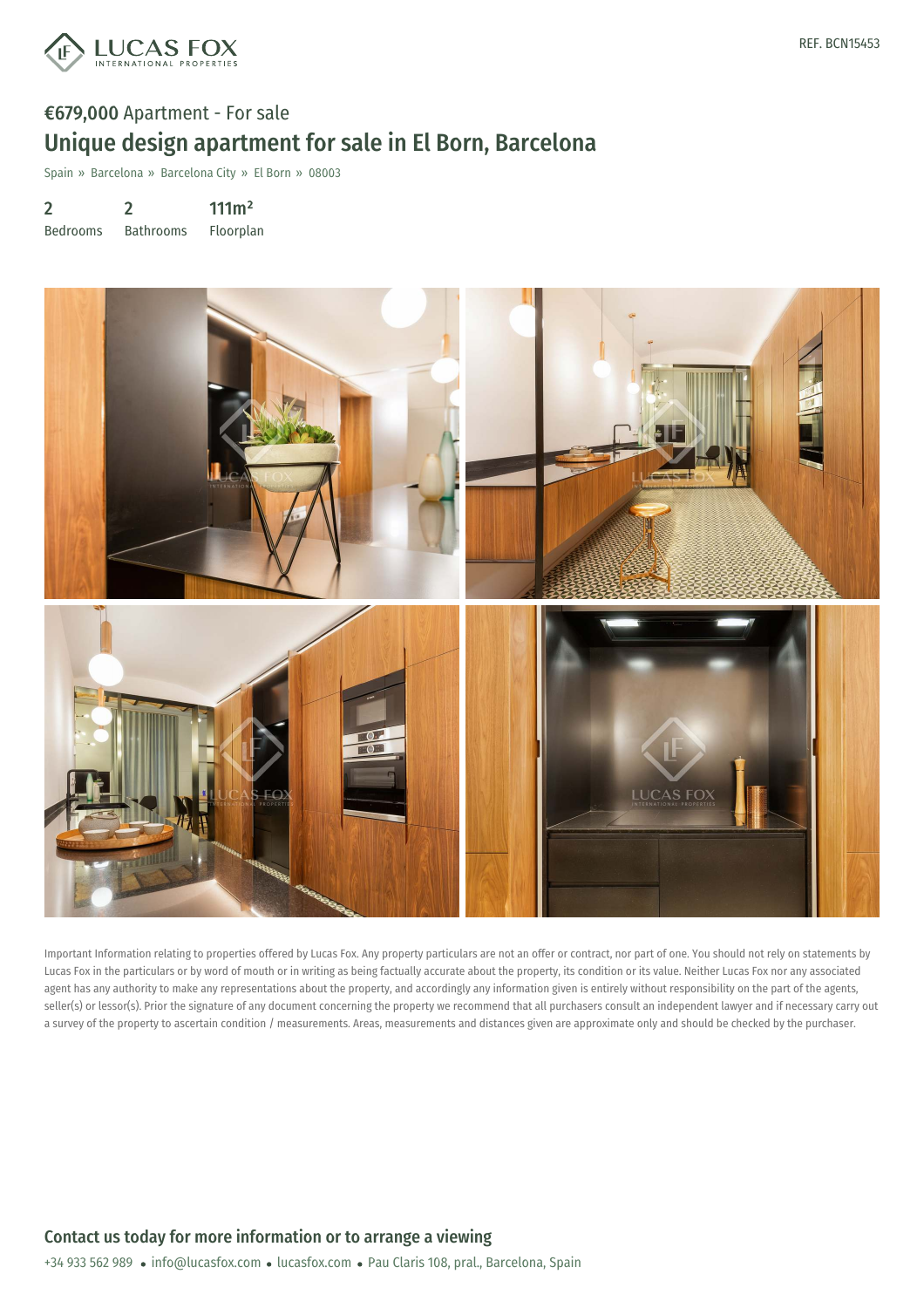REF. BCN15453

**€679,000** Apartment - For sale

# Unique design apartment for sale in El Born, Barcelona

Spain » Barcelona » Barcelona City » El Born » 08003

| 2 | 2 | 111m² |
|---|---|---|
| Bedrooms | Bathrooms | Floorplan |

Important Information relating to properties offered by Lucas Fox. Any property particulars are not an offer or contract, nor part of one. You should not rely on statements by Lucas Fox in the particulars or by word of mouth or in writing as being factually accurate about the property, its condition or its value. Neither Lucas Fox nor any associated agent has any authority to make any representations about the property, and accordingly any information given is entirely without responsibility on the part of the agents, seller(s) or lessor(s). Prior the signature of any document concerning the property we recommend that all purchasers consult an independent lawyer and if necessary carry out a survey of the property to ascertain condition / measurements. Areas, measurements and distances given are approximate only and should be checked by the purchaser.

## Contact us today for more information or to arrange a viewing

+34 933 562 989 • info@lucasfox.com • lucasfox.com • Pau Claris 108, pral., Barcelona, Spain